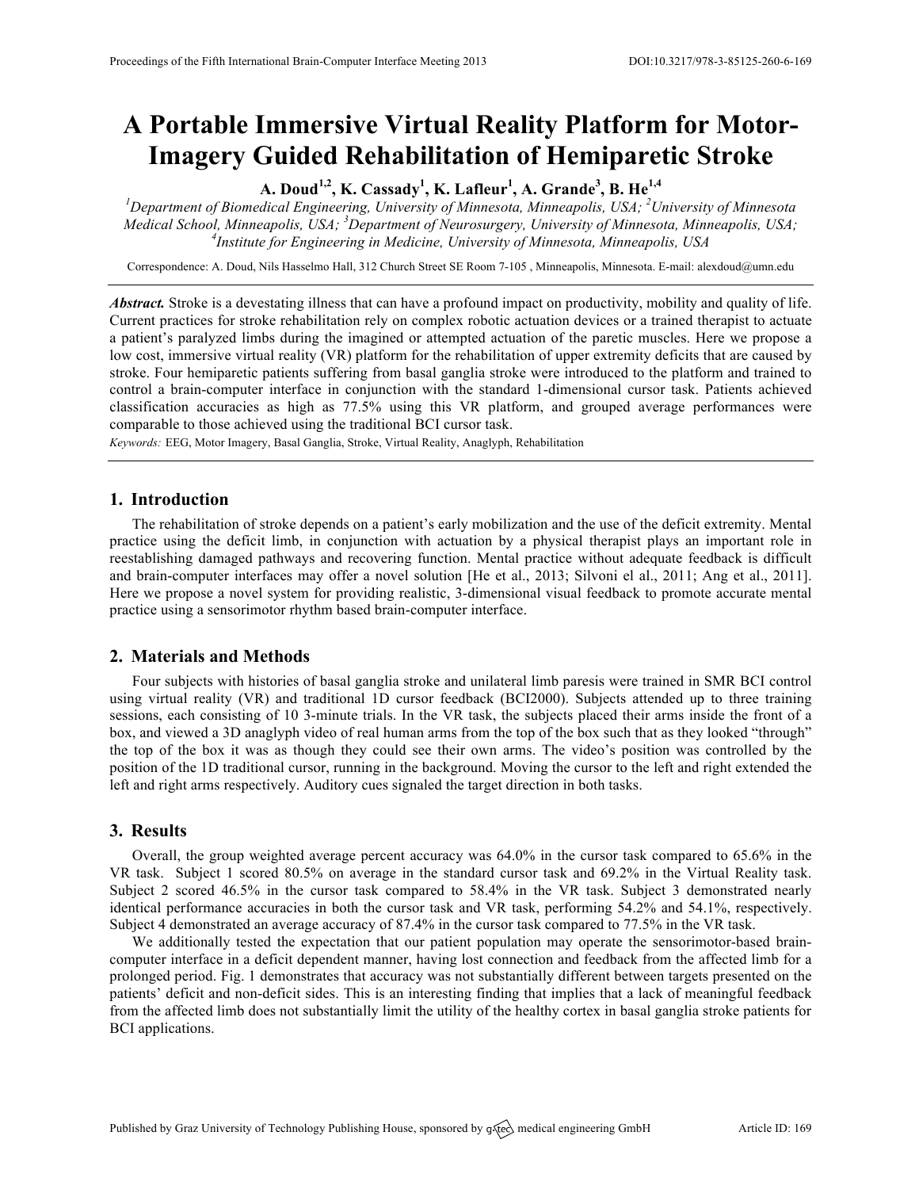# A Portable Immersive Virtual Reality Platform for Motor-Imagery Guided Rehabilitation of Hemiparetic Stroke

**A. Doud[1,2], K. Cassady[1], K. Lafleur[1], A. Grande[3], B. He[1,4]**

*[1]Department of Biomedical Engineering, University of Minnesota, Minneapolis, USA; [2]University of Minnesota Medical School, Minneapolis, USA; [3]Department of Neurosurgery, University of Minnesota, Minneapolis, USA; [4]Institute for Engineering in Medicine, University of Minnesota, Minneapolis, USA*

Correspondence: A. Doud, Nils Hasselmo Hall, 312 Church Street SE Room 7-105 , Minneapolis, Minnesota. E-mail: alexdoud@umn.edu

***Abstract.*** Stroke is a devestating illness that can have a profound impact on productivity, mobility and quality of life. Current practices for stroke rehabilitation rely on complex robotic actuation devices or a trained therapist to actuate a patient's paralyzed limbs during the imagined or attempted actuation of the paretic muscles. Here we propose a low cost, immersive virtual reality (VR) platform for the rehabilitation of upper extremity deficits that are caused by stroke. Four hemiparetic patients suffering from basal ganglia stroke were introduced to the platform and trained to control a brain-computer interface in conjunction with the standard 1-dimensional cursor task. Patients achieved classification accuracies as high as 77.5% using this VR platform, and grouped average performances were comparable to those achieved using the traditional BCI cursor task.

*Keywords:* EEG, Motor Imagery, Basal Ganglia, Stroke, Virtual Reality, Anaglyph, Rehabilitation

## 1. Introduction

The rehabilitation of stroke depends on a patient's early mobilization and the use of the deficit extremity. Mental practice using the deficit limb, in conjunction with actuation by a physical therapist plays an important role in reestablishing damaged pathways and recovering function. Mental practice without adequate feedback is difficult and brain-computer interfaces may offer a novel solution [He et al., 2013; Silvoni el al., 2011; Ang et al., 2011]. Here we propose a novel system for providing realistic, 3-dimensional visual feedback to promote accurate mental practice using a sensorimotor rhythm based brain-computer interface.

## 2. Materials and Methods

Four subjects with histories of basal ganglia stroke and unilateral limb paresis were trained in SMR BCI control using virtual reality (VR) and traditional 1D cursor feedback (BCI2000). Subjects attended up to three training sessions, each consisting of 10 3-minute trials. In the VR task, the subjects placed their arms inside the front of a box, and viewed a 3D anaglyph video of real human arms from the top of the box such that as they looked "through" the top of the box it was as though they could see their own arms. The video's position was controlled by the position of the 1D traditional cursor, running in the background. Moving the cursor to the left and right extended the left and right arms respectively. Auditory cues signaled the target direction in both tasks.

## 3. Results

Overall, the group weighted average percent accuracy was 64.0% in the cursor task compared to 65.6% in the VR task. Subject 1 scored 80.5% on average in the standard cursor task and 69.2% in the Virtual Reality task. Subject 2 scored 46.5% in the cursor task compared to 58.4% in the VR task. Subject 3 demonstrated nearly identical performance accuracies in both the cursor task and VR task, performing 54.2% and 54.1%, respectively. Subject 4 demonstrated an average accuracy of 87.4% in the cursor task compared to 77.5% in the VR task.

We additionally tested the expectation that our patient population may operate the sensorimotor-based brain-computer interface in a deficit dependent manner, having lost connection and feedback from the affected limb for a prolonged period. Fig. 1 demonstrates that accuracy was not substantially different between targets presented on the patients' deficit and non-deficit sides. This is an interesting finding that implies that a lack of meaningful feedback from the affected limb does not substantially limit the utility of the healthy cortex in basal ganglia stroke patients for BCI applications.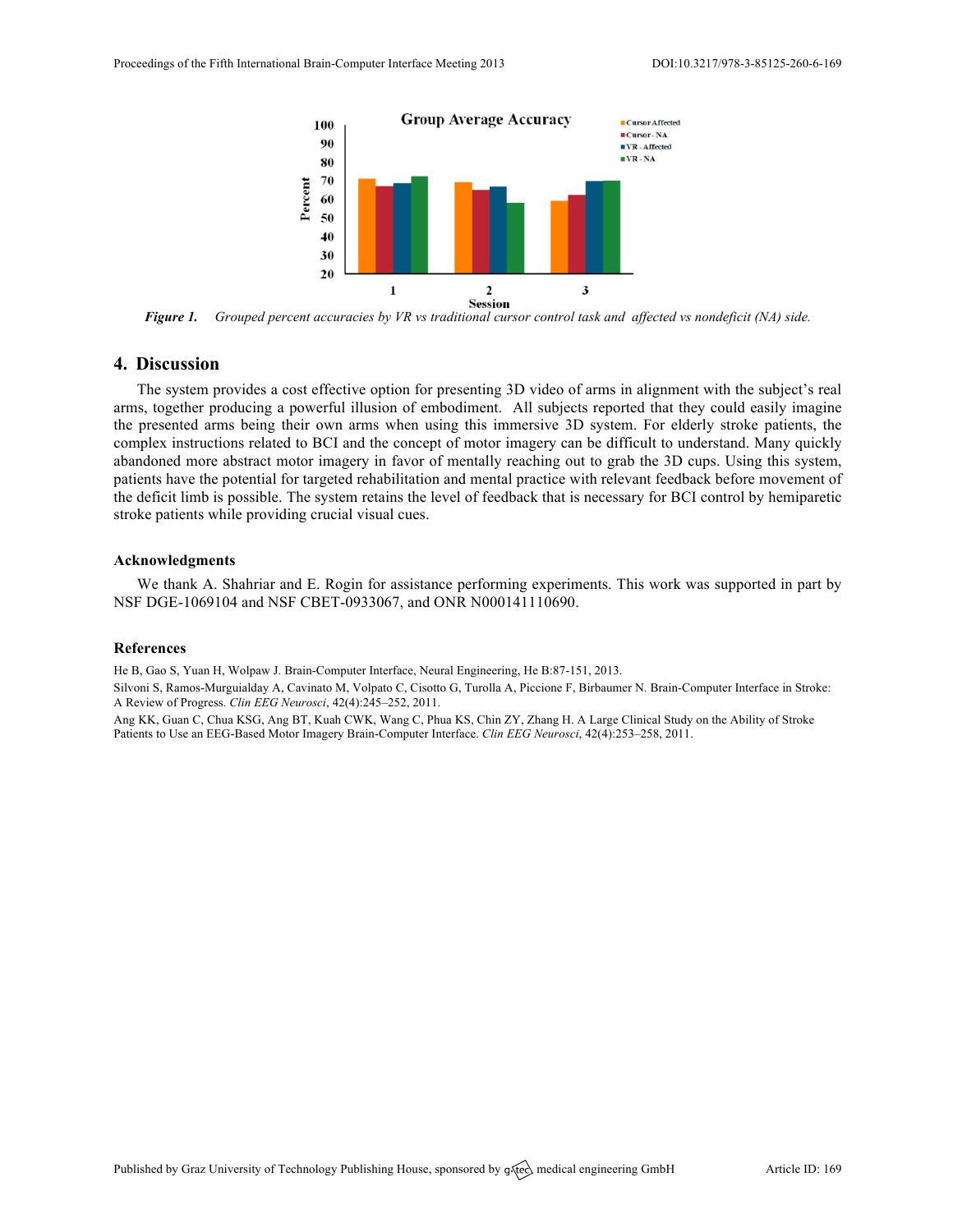Group Average Accuracy

Cursor Affected
Cursor - NA
VR - Affected
VR - NA

Percent

100
90
80
70
60
50
40
30
20

1
2
3

Session

***Figure 1.*** *Grouped percent accuracies by VR vs traditional cursor control task and affected vs nondeficit (NA) side.*

## 4. Discussion

The system provides a cost effective option for presenting 3D video of arms in alignment with the subject's real arms, together producing a powerful illusion of embodiment. All subjects reported that they could easily imagine the presented arms being their own arms when using this immersive 3D system. For elderly stroke patients, the complex instructions related to BCI and the concept of motor imagery can be difficult to understand. Many quickly abandoned more abstract motor imagery in favor of mentally reaching out to grab the 3D cups. Using this system, patients have the potential for targeted rehabilitation and mental practice with relevant feedback before movement of the deficit limb is possible. The system retains the level of feedback that is necessary for BCI control by hemiparetic stroke patients while providing crucial visual cues.

### Acknowledgments

We thank A. Shahriar and E. Rogin for assistance performing experiments. This work was supported in part by NSF DGE-1069104 and NSF CBET-0933067, and ONR N000141110690.

### References

He B, Gao S, Yuan H, Wolpaw J. Brain-Computer Interface, Neural Engineering, He B:87-151, 2013.

Silvoni S, Ramos-Murguialday A, Cavinato M, Volpato C, Cisotto G, Turolla A, Piccione F, Birbaumer N. Brain-Computer Interface in Stroke: A Review of Progress. *Clin EEG Neurosci*, 42(4):245–252, 2011.

Ang KK, Guan C, Chua KSG, Ang BT, Kuah CWK, Wang C, Phua KS, Chin ZY, Zhang H. A Large Clinical Study on the Ability of Stroke Patients to Use an EEG-Based Motor Imagery Brain-Computer Interface. *Clin EEG Neurosci*, 42(4):253–258, 2011.